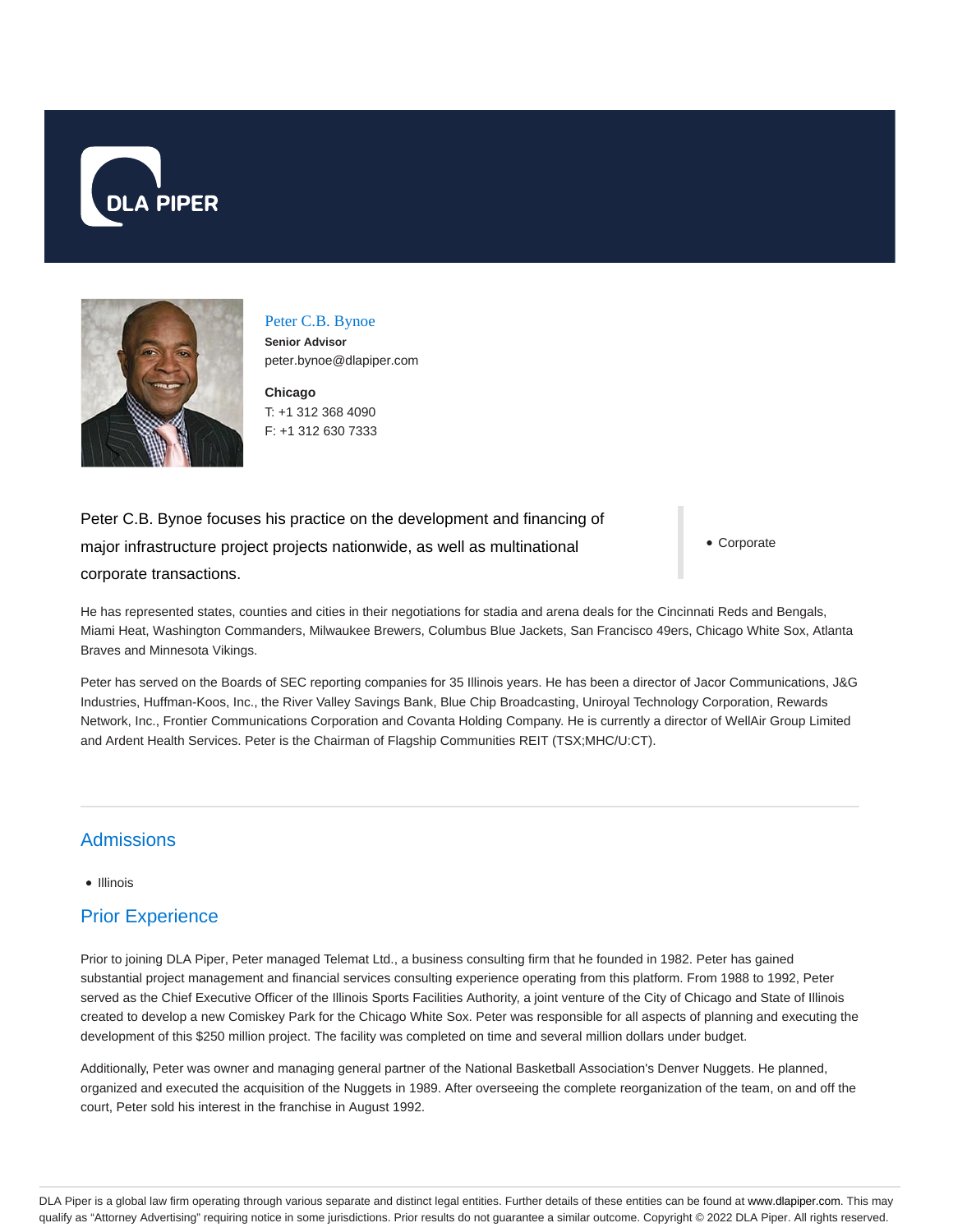# Peter C.B. Bynoe

**Senior Advisor**
peter.bynoe@dlapiper.com

**Chicago**
T: +1 312 368 4090
F: +1 312 630 7333

Peter C.B. Bynoe focuses his practice on the development and financing of major infrastructure project projects nationwide, as well as multinational corporate transactions.

- Corporate

He has represented states, counties and cities in their negotiations for stadia and arena deals for the Cincinnati Reds and Bengals, Miami Heat, Washington Commanders, Milwaukee Brewers, Columbus Blue Jackets, San Francisco 49ers, Chicago White Sox, Atlanta Braves and Minnesota Vikings.

Peter has served on the Boards of SEC reporting companies for 35 Illinois years. He has been a director of Jacor Communications, J&G Industries, Huffman-Koos, Inc., the River Valley Savings Bank, Blue Chip Broadcasting, Uniroyal Technology Corporation, Rewards Network, Inc., Frontier Communications Corporation and Covanta Holding Company. He is currently a director of WellAir Group Limited and Ardent Health Services. Peter is the Chairman of Flagship Communities REIT (TSX;MHC/U:CT).

## Admissions

- Illinois

## Prior Experience

Prior to joining DLA Piper, Peter managed Telemat Ltd., a business consulting firm that he founded in 1982. Peter has gained substantial project management and financial services consulting experience operating from this platform. From 1988 to 1992, Peter served as the Chief Executive Officer of the Illinois Sports Facilities Authority, a joint venture of the City of Chicago and State of Illinois created to develop a new Comiskey Park for the Chicago White Sox. Peter was responsible for all aspects of planning and executing the development of this $250 million project. The facility was completed on time and several million dollars under budget.

Additionally, Peter was owner and managing general partner of the National Basketball Association's Denver Nuggets. He planned, organized and executed the acquisition of the Nuggets in 1989. After overseeing the complete reorganization of the team, on and off the court, Peter sold his interest in the franchise in August 1992.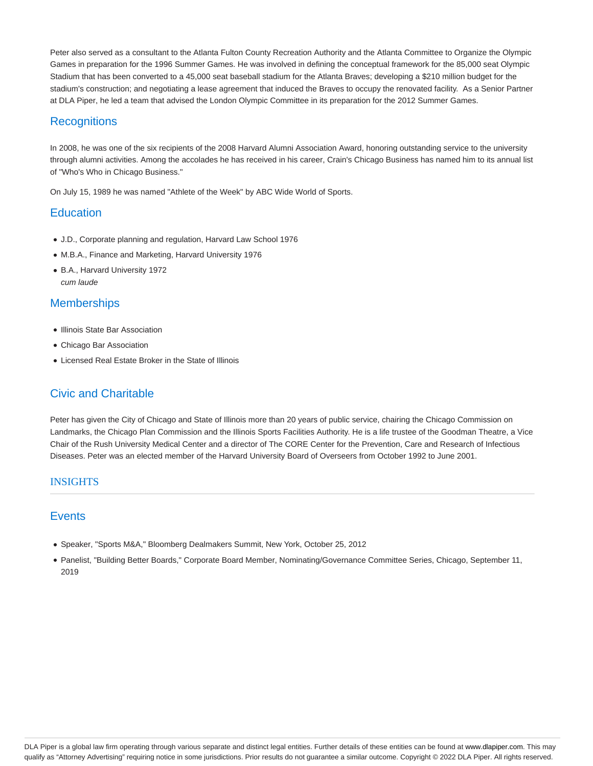Peter also served as a consultant to the Atlanta Fulton County Recreation Authority and the Atlanta Committee to Organize the Olympic Games in preparation for the 1996 Summer Games. He was involved in defining the conceptual framework for the 85,000 seat Olympic Stadium that has been converted to a 45,000 seat baseball stadium for the Atlanta Braves; developing a $210 million budget for the stadium's construction; and negotiating a lease agreement that induced the Braves to occupy the renovated facility. As a Senior Partner at DLA Piper, he led a team that advised the London Olympic Committee in its preparation for the 2012 Summer Games.

## Recognitions

In 2008, he was one of the six recipients of the 2008 Harvard Alumni Association Award, honoring outstanding service to the university through alumni activities. Among the accolades he has received in his career, Crain's Chicago Business has named him to its annual list of "Who's Who in Chicago Business."

On July 15, 1989 he was named "Athlete of the Week" by ABC Wide World of Sports.

## Education

- J.D., Corporate planning and regulation, Harvard Law School 1976
- M.B.A., Finance and Marketing, Harvard University 1976
- B.A., Harvard University 1972
  *cum laude*

## Memberships

- Illinois State Bar Association
- Chicago Bar Association
- Licensed Real Estate Broker in the State of Illinois

## Civic and Charitable

Peter has given the City of Chicago and State of Illinois more than 20 years of public service, chairing the Chicago Commission on Landmarks, the Chicago Plan Commission and the Illinois Sports Facilities Authority. He is a life trustee of the Goodman Theatre, a Vice Chair of the Rush University Medical Center and a director of The CORE Center for the Prevention, Care and Research of Infectious Diseases. Peter was an elected member of the Harvard University Board of Overseers from October 1992 to June 2001.

## INSIGHTS

## Events

- Speaker, "Sports M&A," Bloomberg Dealmakers Summit, New York, October 25, 2012
- Panelist, "Building Better Boards," Corporate Board Member, Nominating/Governance Committee Series, Chicago, September 11, 2019

DLA Piper is a global law firm operating through various separate and distinct legal entities. Further details of these entities can be found at www.dlapiper.com. This may qualify as "Attorney Advertising" requiring notice in some jurisdictions. Prior results do not guarantee a similar outcome. Copyright © 2022 DLA Piper. All rights reserved.